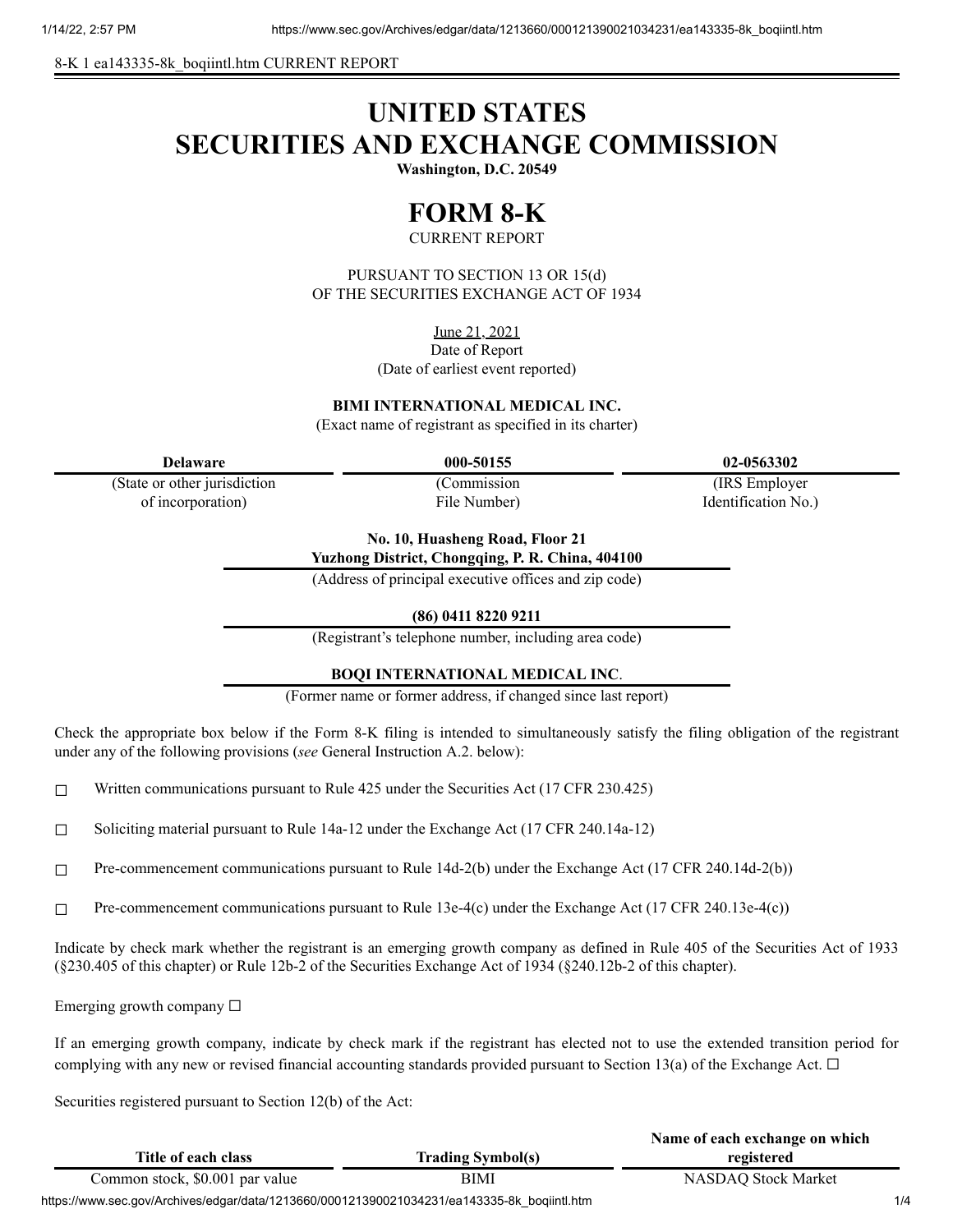8-K 1 ea143335-8k_boqiintl.htm CURRENT REPORT

# UNITED STATES
# SECURITIES AND EXCHANGE COMMISSION

**Washington, D.C. 20549**

# FORM 8-K

CURRENT REPORT

PURSUANT TO SECTION 13 OR 15(d)
OF THE SECURITIES EXCHANGE ACT OF 1934

June 21, 2021
Date of Report
(Date of earliest event reported)

**BIMI INTERNATIONAL MEDICAL INC.**
(Exact name of registrant as specified in its charter)

| | | |
|---|---|---|
| **Delaware** | **000-50155** | **02-0563302** |
| (State or other jurisdiction of incorporation) | (Commission File Number) | (IRS Employer Identification No.) |

**No. 10, Huasheng Road, Floor 21**
**Yuzhong District, Chongqing, P. R. China, 404100**
(Address of principal executive offices and zip code)

**(86) 0411 8220 9211**
(Registrant's telephone number, including area code)

**BOQI INTERNATIONAL MEDICAL INC**.
(Former name or former address, if changed since last report)

Check the appropriate box below if the Form 8-K filing is intended to simultaneously satisfy the filing obligation of the registrant under any of the following provisions (*see* General Instruction A.2. below):

☐ Written communications pursuant to Rule 425 under the Securities Act (17 CFR 230.425)

☐ Soliciting material pursuant to Rule 14a-12 under the Exchange Act (17 CFR 240.14a-12)

☐ Pre-commencement communications pursuant to Rule 14d-2(b) under the Exchange Act (17 CFR 240.14d-2(b))

☐ Pre-commencement communications pursuant to Rule 13e-4(c) under the Exchange Act (17 CFR 240.13e-4(c))

Indicate by check mark whether the registrant is an emerging growth company as defined in Rule 405 of the Securities Act of 1933 (§230.405 of this chapter) or Rule 12b-2 of the Securities Exchange Act of 1934 (§240.12b-2 of this chapter).

Emerging growth company ☐

If an emerging growth company, indicate by check mark if the registrant has elected not to use the extended transition period for complying with any new or revised financial accounting standards provided pursuant to Section 13(a) of the Exchange Act. ☐

Securities registered pursuant to Section 12(b) of the Act:

| Title of each class | Trading Symbol(s) | Name of each exchange on which registered |
|---|---|---|
| Common stock, $0.001 par value | BIMI | NASDAQ Stock Market |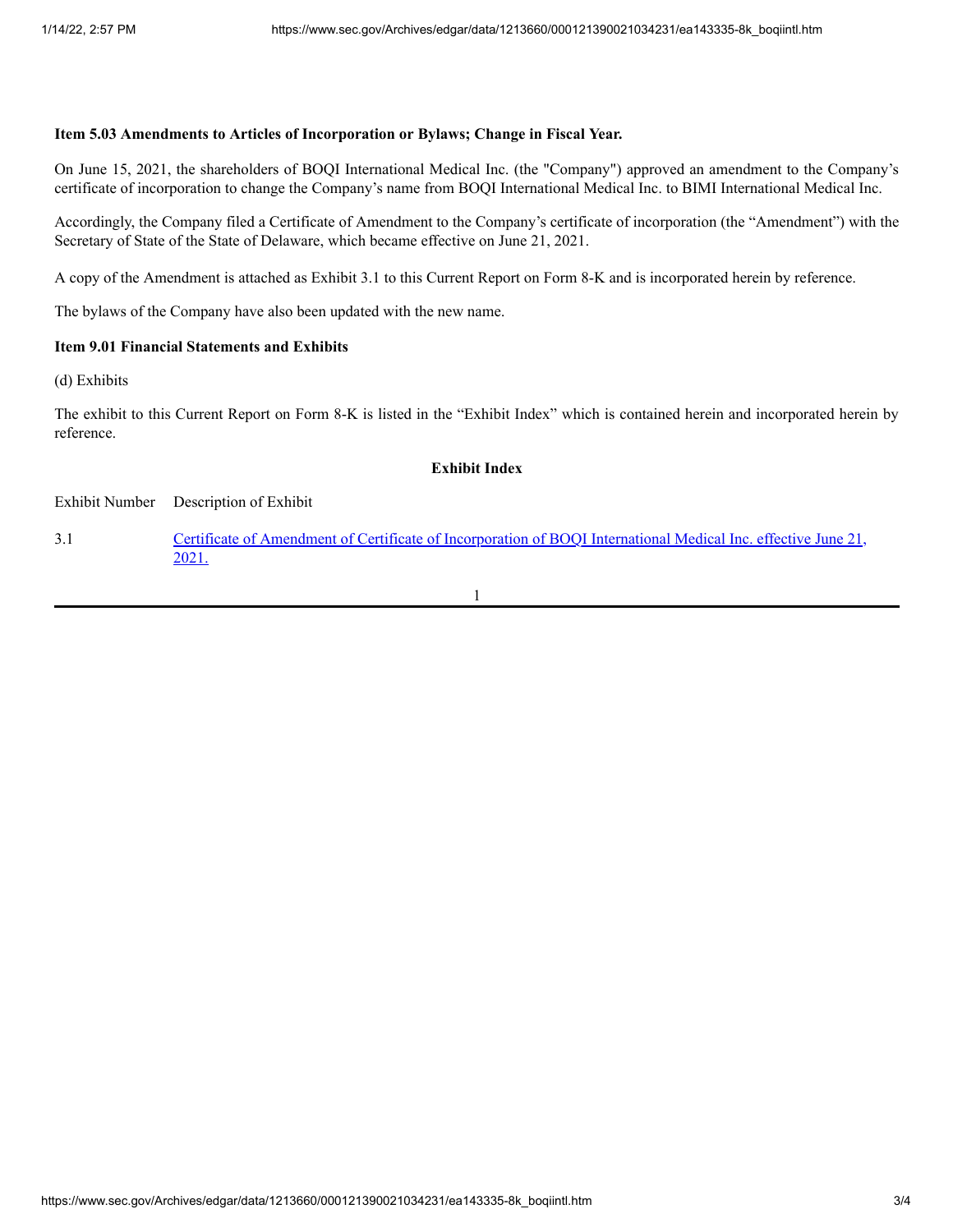**Item 5.03 Amendments to Articles of Incorporation or Bylaws; Change in Fiscal Year.**

On June 15, 2021, the shareholders of BOQI International Medical Inc. (the "Company") approved an amendment to the Company's certificate of incorporation to change the Company's name from BOQI International Medical Inc. to BIMI International Medical Inc.

Accordingly, the Company filed a Certificate of Amendment to the Company's certificate of incorporation (the "Amendment") with the Secretary of State of the State of Delaware, which became effective on June 21, 2021.

A copy of the Amendment is attached as Exhibit 3.1 to this Current Report on Form 8-K and is incorporated herein by reference.

The bylaws of the Company have also been updated with the new name.

**Item 9.01 Financial Statements and Exhibits**

(d) Exhibits

The exhibit to this Current Report on Form 8-K is listed in the "Exhibit Index" which is contained herein and incorporated herein by reference.

**Exhibit Index**

| Exhibit Number | Description of Exhibit |
|---|---|
| 3.1 | Certificate of Amendment of Certificate of Incorporation of BOQI International Medical Inc. effective June 21, 2021. |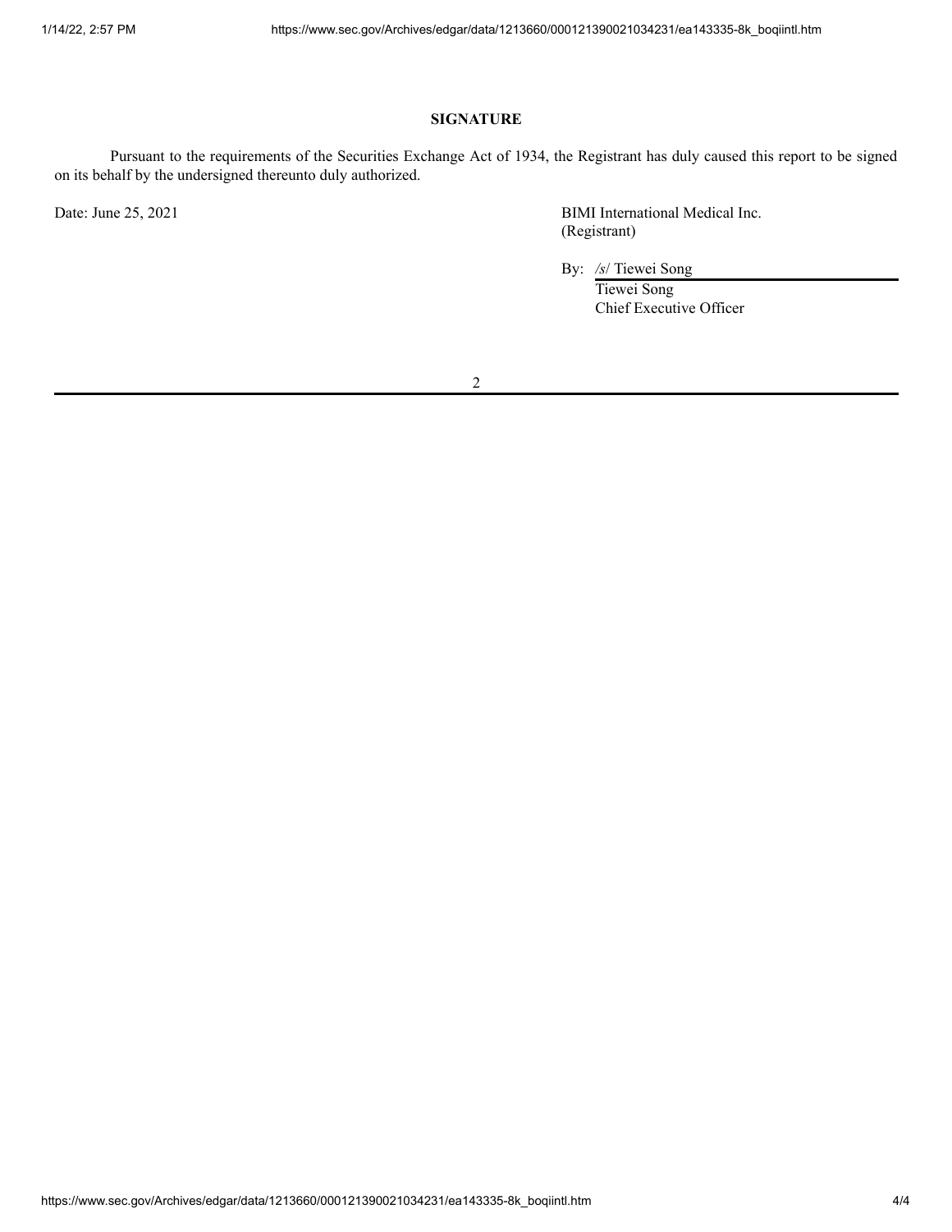**SIGNATURE**

Pursuant to the requirements of the Securities Exchange Act of 1934, the Registrant has duly caused this report to be signed on its behalf by the undersigned thereunto duly authorized.

Date: June 25, 2021

BIMI International Medical Inc.
(Registrant)

By: /s/ Tiewei Song
Tiewei Song
Chief Executive Officer